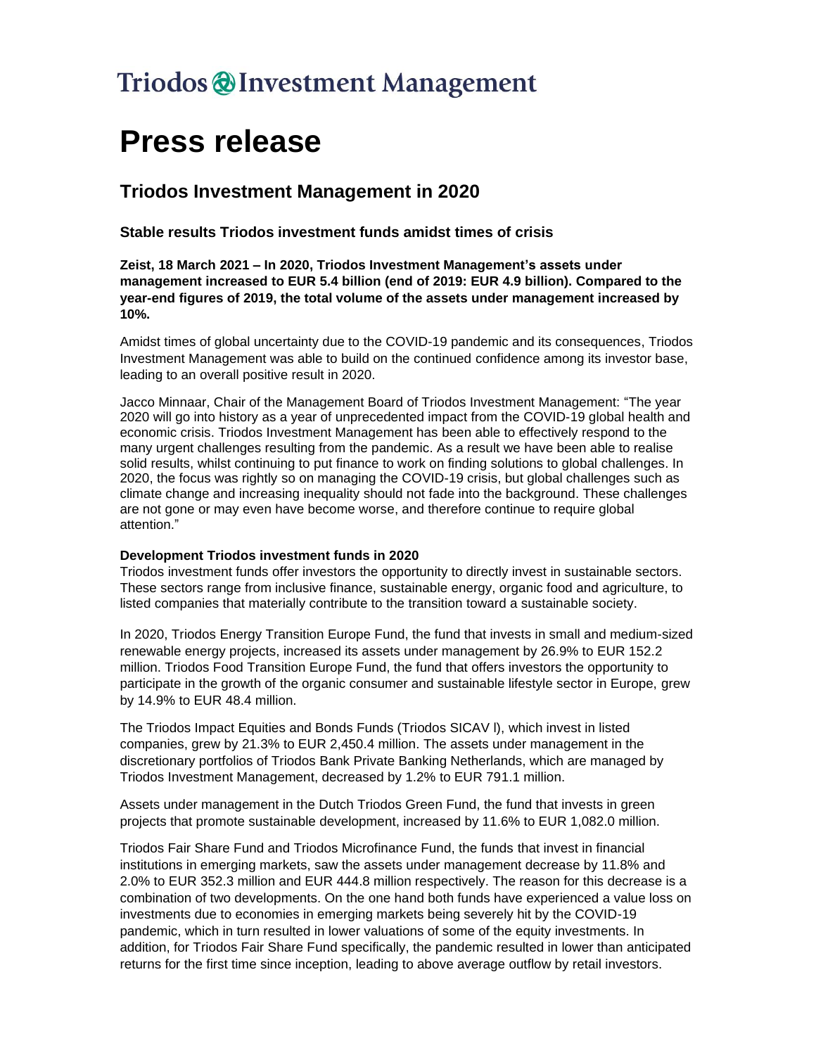Triodos Investment Management

# Press release

## Triodos Investment Management in 2020

### Stable results Triodos investment funds amidst times of crisis

**Zeist, 18 March 2021 – In 2020, Triodos Investment Management's assets under management increased to EUR 5.4 billion (end of 2019: EUR 4.9 billion). Compared to the year-end figures of 2019, the total volume of the assets under management increased by 10%.**

Amidst times of global uncertainty due to the COVID-19 pandemic and its consequences, Triodos Investment Management was able to build on the continued confidence among its investor base, leading to an overall positive result in 2020.

Jacco Minnaar, Chair of the Management Board of Triodos Investment Management: "The year 2020 will go into history as a year of unprecedented impact from the COVID-19 global health and economic crisis. Triodos Investment Management has been able to effectively respond to the many urgent challenges resulting from the pandemic. As a result we have been able to realise solid results, whilst continuing to put finance to work on finding solutions to global challenges. In 2020, the focus was rightly so on managing the COVID-19 crisis, but global challenges such as climate change and increasing inequality should not fade into the background. These challenges are not gone or may even have become worse, and therefore continue to require global attention."

**Development Triodos investment funds in 2020**

Triodos investment funds offer investors the opportunity to directly invest in sustainable sectors. These sectors range from inclusive finance, sustainable energy, organic food and agriculture, to listed companies that materially contribute to the transition toward a sustainable society.

In 2020, Triodos Energy Transition Europe Fund, the fund that invests in small and medium-sized renewable energy projects, increased its assets under management by 26.9% to EUR 152.2 million. Triodos Food Transition Europe Fund, the fund that offers investors the opportunity to participate in the growth of the organic consumer and sustainable lifestyle sector in Europe, grew by 14.9% to EUR 48.4 million.

The Triodos Impact Equities and Bonds Funds (Triodos SICAV l), which invest in listed companies, grew by 21.3% to EUR 2,450.4 million. The assets under management in the discretionary portfolios of Triodos Bank Private Banking Netherlands, which are managed by Triodos Investment Management, decreased by 1.2% to EUR 791.1 million.

Assets under management in the Dutch Triodos Green Fund, the fund that invests in green projects that promote sustainable development, increased by 11.6% to EUR 1,082.0 million.

Triodos Fair Share Fund and Triodos Microfinance Fund, the funds that invest in financial institutions in emerging markets, saw the assets under management decrease by 11.8% and 2.0% to EUR 352.3 million and EUR 444.8 million respectively. The reason for this decrease is a combination of two developments. On the one hand both funds have experienced a value loss on investments due to economies in emerging markets being severely hit by the COVID-19 pandemic, which in turn resulted in lower valuations of some of the equity investments. In addition, for Triodos Fair Share Fund specifically, the pandemic resulted in lower than anticipated returns for the first time since inception, leading to above average outflow by retail investors.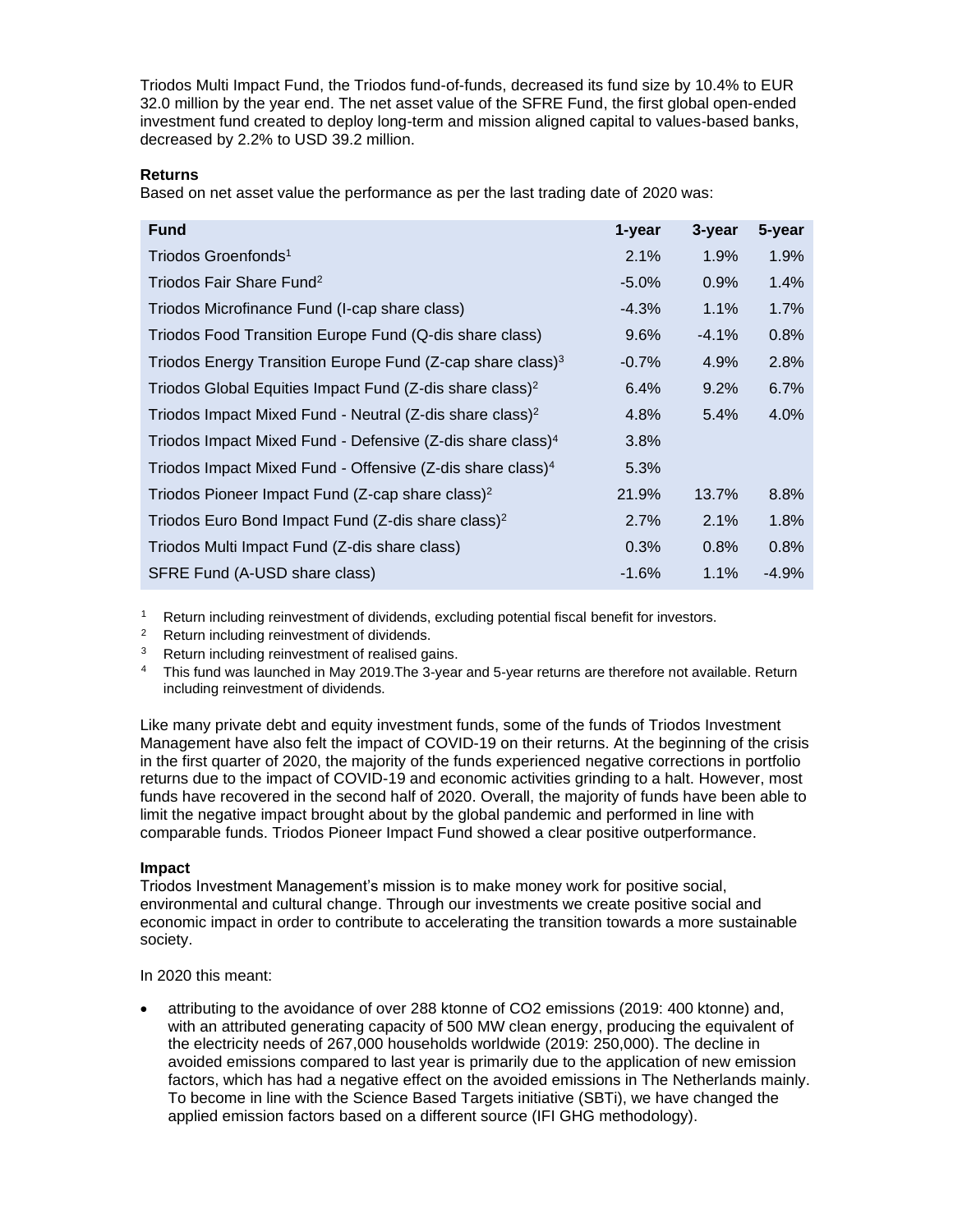Triodos Multi Impact Fund, the Triodos fund-of-funds, decreased its fund size by 10.4% to EUR 32.0 million by the year end. The net asset value of the SFRE Fund, the first global open-ended investment fund created to deploy long-term and mission aligned capital to values-based banks, decreased by 2.2% to USD 39.2 million.

**Returns**

Based on net asset value the performance as per the last trading date of 2020 was:

| Fund | 1-year | 3-year | 5-year |
|---|---|---|---|
| Triodos Groenfonds[1] | 2.1% | 1.9% | 1.9% |
| Triodos Fair Share Fund[2] | -5.0% | 0.9% | 1.4% |
| Triodos Microfinance Fund (I-cap share class) | -4.3% | 1.1% | 1.7% |
| Triodos Food Transition Europe Fund (Q-dis share class) | 9.6% | -4.1% | 0.8% |
| Triodos Energy Transition Europe Fund (Z-cap share class)[3] | -0.7% | 4.9% | 2.8% |
| Triodos Global Equities Impact Fund (Z-dis share class)[2] | 6.4% | 9.2% | 6.7% |
| Triodos Impact Mixed Fund - Neutral (Z-dis share class)[2] | 4.8% | 5.4% | 4.0% |
| Triodos Impact Mixed Fund - Defensive (Z-dis share class)[4] | 3.8% | | |
| Triodos Impact Mixed Fund - Offensive (Z-dis share class)[4] | 5.3% | | |
| Triodos Pioneer Impact Fund (Z-cap share class)[2] | 21.9% | 13.7% | 8.8% |
| Triodos Euro Bond Impact Fund (Z-dis share class)[2] | 2.7% | 2.1% | 1.8% |
| Triodos Multi Impact Fund (Z-dis share class) | 0.3% | 0.8% | 0.8% |
| SFRE Fund (A-USD share class) | -1.6% | 1.1% | -4.9% |

[1] Return including reinvestment of dividends, excluding potential fiscal benefit for investors.

[2] Return including reinvestment of dividends.

[3] Return including reinvestment of realised gains.

[4] This fund was launched in May 2019.The 3-year and 5-year returns are therefore not available. Return including reinvestment of dividends.

Like many private debt and equity investment funds, some of the funds of Triodos Investment Management have also felt the impact of COVID-19 on their returns. At the beginning of the crisis in the first quarter of 2020, the majority of the funds experienced negative corrections in portfolio returns due to the impact of COVID-19 and economic activities grinding to a halt. However, most funds have recovered in the second half of 2020. Overall, the majority of funds have been able to limit the negative impact brought about by the global pandemic and performed in line with comparable funds. Triodos Pioneer Impact Fund showed a clear positive outperformance.

**Impact**

Triodos Investment Management's mission is to make money work for positive social, environmental and cultural change. Through our investments we create positive social and economic impact in order to contribute to accelerating the transition towards a more sustainable society.

In 2020 this meant:

- attributing to the avoidance of over 288 ktonne of $CO_2$ emissions (2019: 400 ktonne) and, with an attributed generating capacity of 500 MW clean energy, producing the equivalent of the electricity needs of 267,000 households worldwide (2019: 250,000). The decline in avoided emissions compared to last year is primarily due to the application of new emission factors, which has had a negative effect on the avoided emissions in The Netherlands mainly. To become in line with the Science Based Targets initiative (SBTi), we have changed the applied emission factors based on a different source (IFI GHG methodology).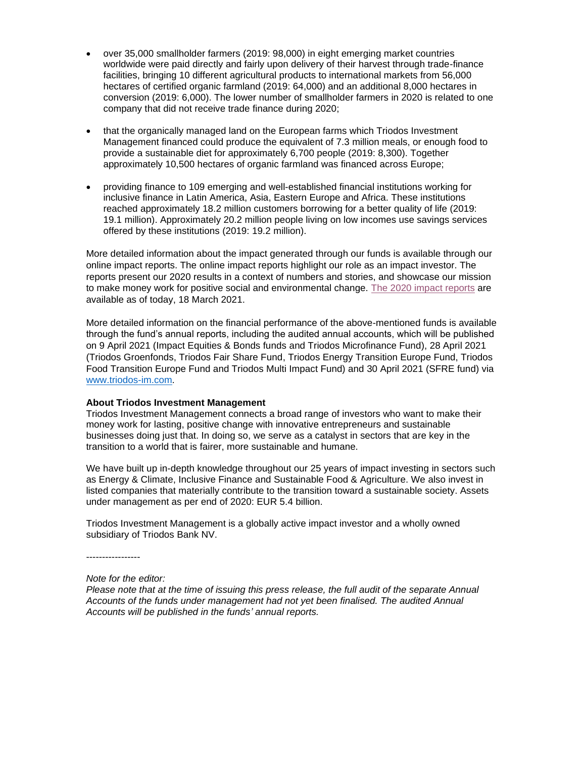- over 35,000 smallholder farmers (2019: 98,000) in eight emerging market countries worldwide were paid directly and fairly upon delivery of their harvest through trade-finance facilities, bringing 10 different agricultural products to international markets from 56,000 hectares of certified organic farmland (2019: 64,000) and an additional 8,000 hectares in conversion (2019: 6,000). The lower number of smallholder farmers in 2020 is related to one company that did not receive trade finance during 2020;

- that the organically managed land on the European farms which Triodos Investment Management financed could produce the equivalent of 7.3 million meals, or enough food to provide a sustainable diet for approximately 6,700 people (2019: 8,300). Together approximately 10,500 hectares of organic farmland was financed across Europe;

- providing finance to 109 emerging and well-established financial institutions working for inclusive finance in Latin America, Asia, Eastern Europe and Africa. These institutions reached approximately 18.2 million customers borrowing for a better quality of life (2019: 19.1 million). Approximately 20.2 million people living on low incomes use savings services offered by these institutions (2019: 19.2 million).

More detailed information about the impact generated through our funds is available through our online impact reports. The online impact reports highlight our role as an impact investor. The reports present our 2020 results in a context of numbers and stories, and showcase our mission to make money work for positive social and environmental change. The 2020 impact reports are available as of today, 18 March 2021.

More detailed information on the financial performance of the above-mentioned funds is available through the fund's annual reports, including the audited annual accounts, which will be published on 9 April 2021 (Impact Equities & Bonds funds and Triodos Microfinance Fund), 28 April 2021 (Triodos Groenfonds, Triodos Fair Share Fund, Triodos Energy Transition Europe Fund, Triodos Food Transition Europe Fund and Triodos Multi Impact Fund) and 30 April 2021 (SFRE fund) via www.triodos-im.com.

**About Triodos Investment Management**

Triodos Investment Management connects a broad range of investors who want to make their money work for lasting, positive change with innovative entrepreneurs and sustainable businesses doing just that. In doing so, we serve as a catalyst in sectors that are key in the transition to a world that is fairer, more sustainable and humane.

We have built up in-depth knowledge throughout our 25 years of impact investing in sectors such as Energy & Climate, Inclusive Finance and Sustainable Food & Agriculture. We also invest in listed companies that materially contribute to the transition toward a sustainable society. Assets under management as per end of 2020: EUR 5.4 billion.

Triodos Investment Management is a globally active impact investor and a wholly owned subsidiary of Triodos Bank NV.

-----------------

*Note for the editor:*
*Please note that at the time of issuing this press release, the full audit of the separate Annual Accounts of the funds under management had not yet been finalised. The audited Annual Accounts will be published in the funds' annual reports.*